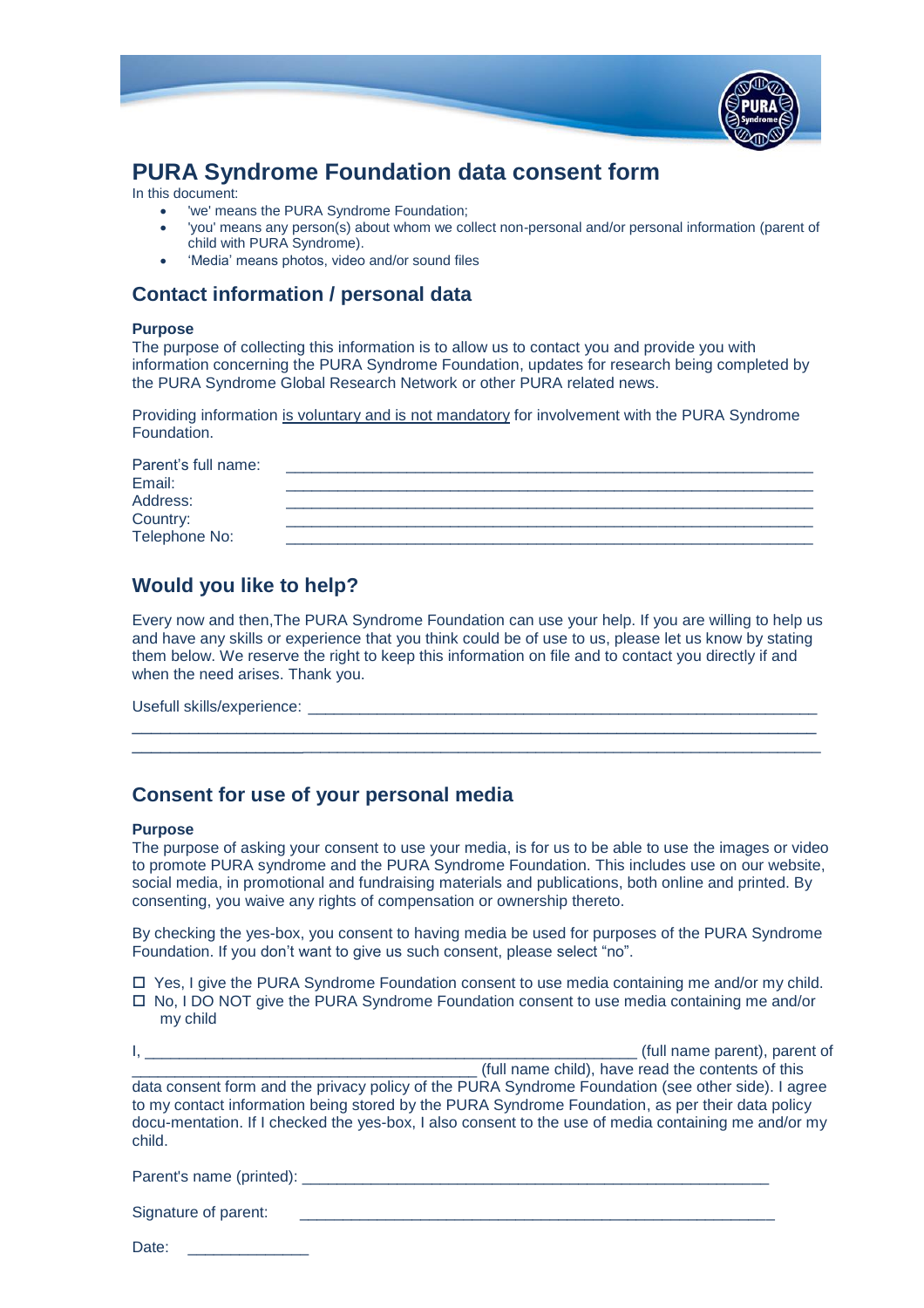# PURA Syndrome Foundation data consent form

In this document:

- 'we' means the PURA Syndrome Foundation;
- 'you' means any person(s) about whom we collect non-personal and/or personal information (parent of child with PURA Syndrome).
- 'Media' means photos, video and/or sound files

## Contact information / personal data

**Purpose**

The purpose of collecting this information is to allow us to contact you and provide you with information concerning the PURA Syndrome Foundation, updates for research being completed by the PURA Syndrome Global Research Network or other PURA related news.

Providing information is voluntary and is not mandatory for involvement with the PURA Syndrome Foundation.

Parent's full name: ______________________________________________

Email: ______________________________________________

Address: ______________________________________________

Country: ______________________________________________

Telephone No: ______________________________________________

## Would you like to help?

Every now and then,The PURA Syndrome Foundation can use your help. If you are willing to help us and have any skills or experience that you think could be of use to us, please let us know by stating them below. We reserve the right to keep this information on file and to contact you directly if and when the need arises. Thank you.

Usefull skills/experience: ______________________________________________

______________________________________________________________________

______________________________________________________________________

## Consent for use of your personal media

**Purpose**

The purpose of asking your consent to use your media, is for us to be able to use the images or video to promote PURA syndrome and the PURA Syndrome Foundation. This includes use on our website, social media, in promotional and fundraising materials and publications, both online and printed. By consenting, you waive any rights of compensation or ownership thereto.

By checking the yes-box, you consent to having media be used for purposes of the PURA Syndrome Foundation. If you don't want to give us such consent, please select "no".

- ☐ Yes, I give the PURA Syndrome Foundation consent to use media containing me and/or my child.
- ☐ No, I DO NOT give the PURA Syndrome Foundation consent to use media containing me and/or my child

I, ______________________________________________ (full name parent), parent of ______________________________________________ (full name child), have read the contents of this data consent form and the privacy policy of the PURA Syndrome Foundation (see other side). I agree to my contact information being stored by the PURA Syndrome Foundation, as per their data policy docu-mentation. If I checked the yes-box, I also consent to the use of media containing me and/or my child.

Parent's name (printed): ______________________________________________

Signature of parent: ______________________________________________

Date: ______________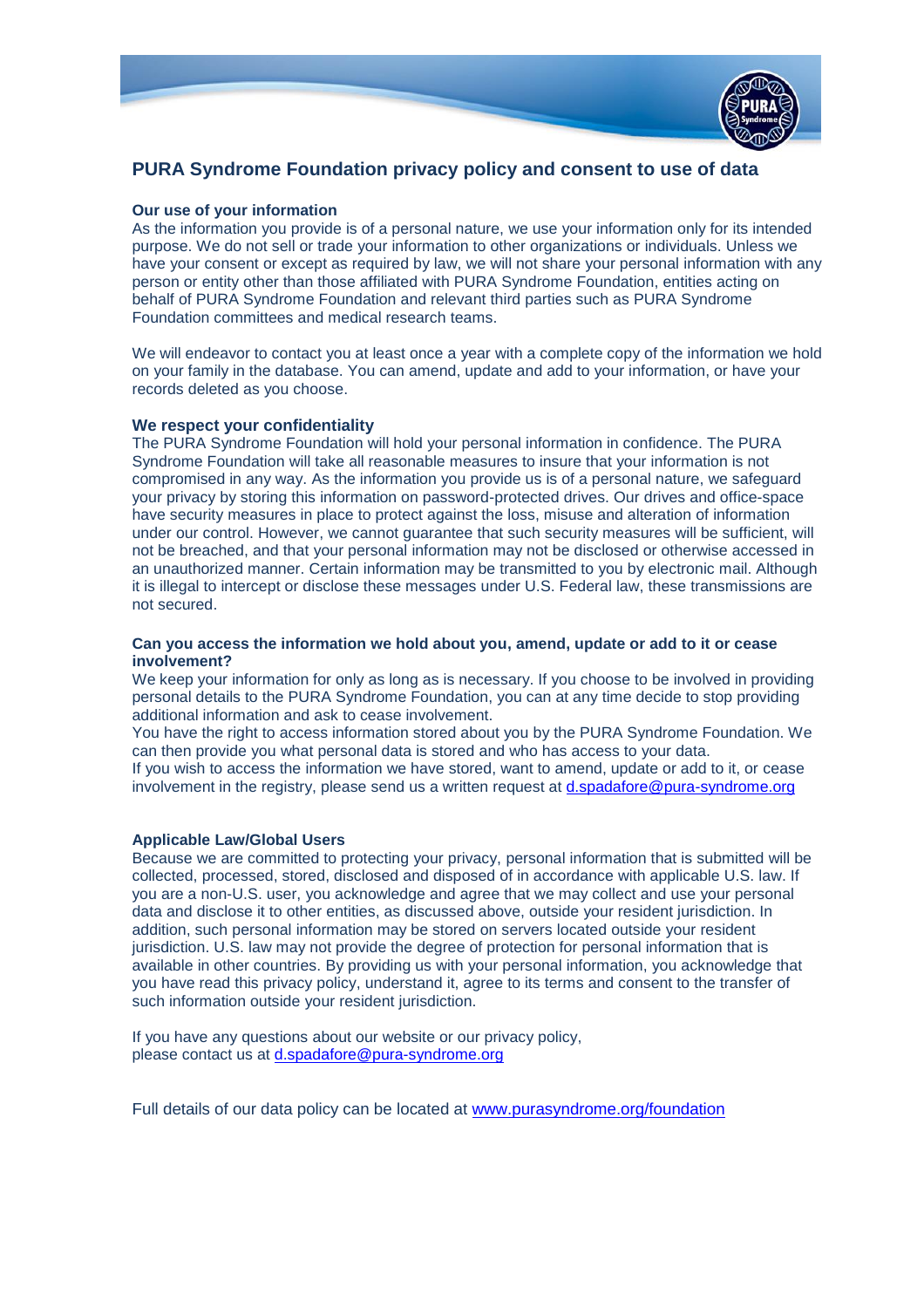## PURA Syndrome Foundation privacy policy and consent to use of data

**Our use of your information**

As the information you provide is of a personal nature, we use your information only for its intended purpose. We do not sell or trade your information to other organizations or individuals. Unless we have your consent or except as required by law, we will not share your personal information with any person or entity other than those affiliated with PURA Syndrome Foundation, entities acting on behalf of PURA Syndrome Foundation and relevant third parties such as PURA Syndrome Foundation committees and medical research teams.

We will endeavor to contact you at least once a year with a complete copy of the information we hold on your family in the database. You can amend, update and add to your information, or have your records deleted as you choose.

**We respect your confidentiality**

The PURA Syndrome Foundation will hold your personal information in confidence. The PURA Syndrome Foundation will take all reasonable measures to insure that your information is not compromised in any way. As the information you provide us is of a personal nature, we safeguard your privacy by storing this information on password-protected drives. Our drives and office-space have security measures in place to protect against the loss, misuse and alteration of information under our control. However, we cannot guarantee that such security measures will be sufficient, will not be breached, and that your personal information may not be disclosed or otherwise accessed in an unauthorized manner. Certain information may be transmitted to you by electronic mail. Although it is illegal to intercept or disclose these messages under U.S. Federal law, these transmissions are not secured.

**Can you access the information we hold about you, amend, update or add to it or cease involvement?**

We keep your information for only as long as is necessary. If you choose to be involved in providing personal details to the PURA Syndrome Foundation, you can at any time decide to stop providing additional information and ask to cease involvement.

You have the right to access information stored about you by the PURA Syndrome Foundation. We can then provide you what personal data is stored and who has access to your data.

If you wish to access the information we have stored, want to amend, update or add to it, or cease involvement in the registry, please send us a written request at d.spadafore@pura-syndrome.org

**Applicable Law/Global Users**

Because we are committed to protecting your privacy, personal information that is submitted will be collected, processed, stored, disclosed and disposed of in accordance with applicable U.S. law. If you are a non-U.S. user, you acknowledge and agree that we may collect and use your personal data and disclose it to other entities, as discussed above, outside your resident jurisdiction. In addition, such personal information may be stored on servers located outside your resident jurisdiction. U.S. law may not provide the degree of protection for personal information that is available in other countries. By providing us with your personal information, you acknowledge that you have read this privacy policy, understand it, agree to its terms and consent to the transfer of such information outside your resident jurisdiction.

If you have any questions about our website or our privacy policy, please contact us at d.spadafore@pura-syndrome.org

Full details of our data policy can be located at www.purasyndrome.org/foundation